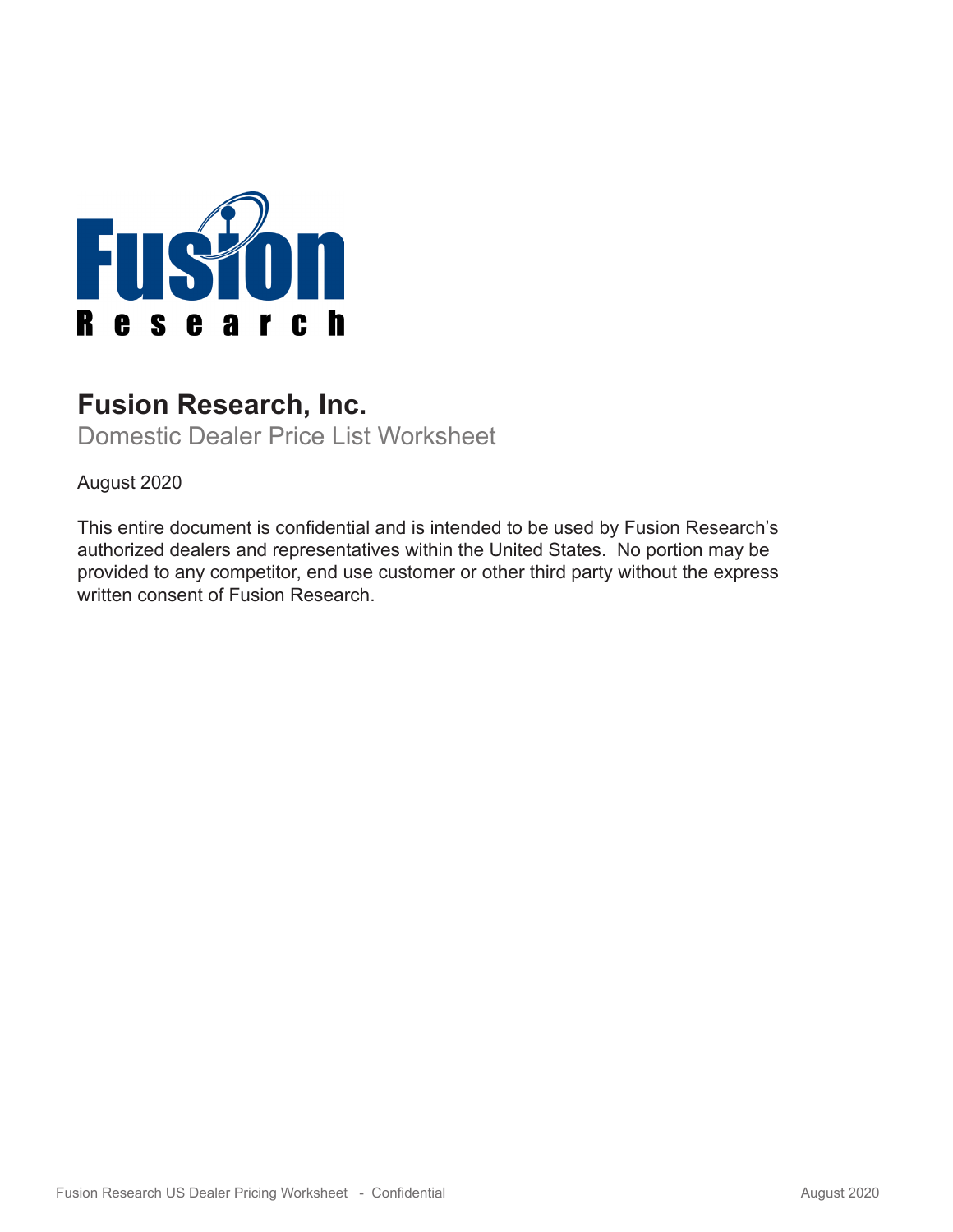# Fusion Research, Inc.

## Domestic Dealer Price List Worksheet

August 2020

This entire document is confidential and is intended to be used by Fusion Research's authorized dealers and representatives within the United States. No portion may be provided to any competitor, end use customer or other third party without the express written consent of Fusion Research.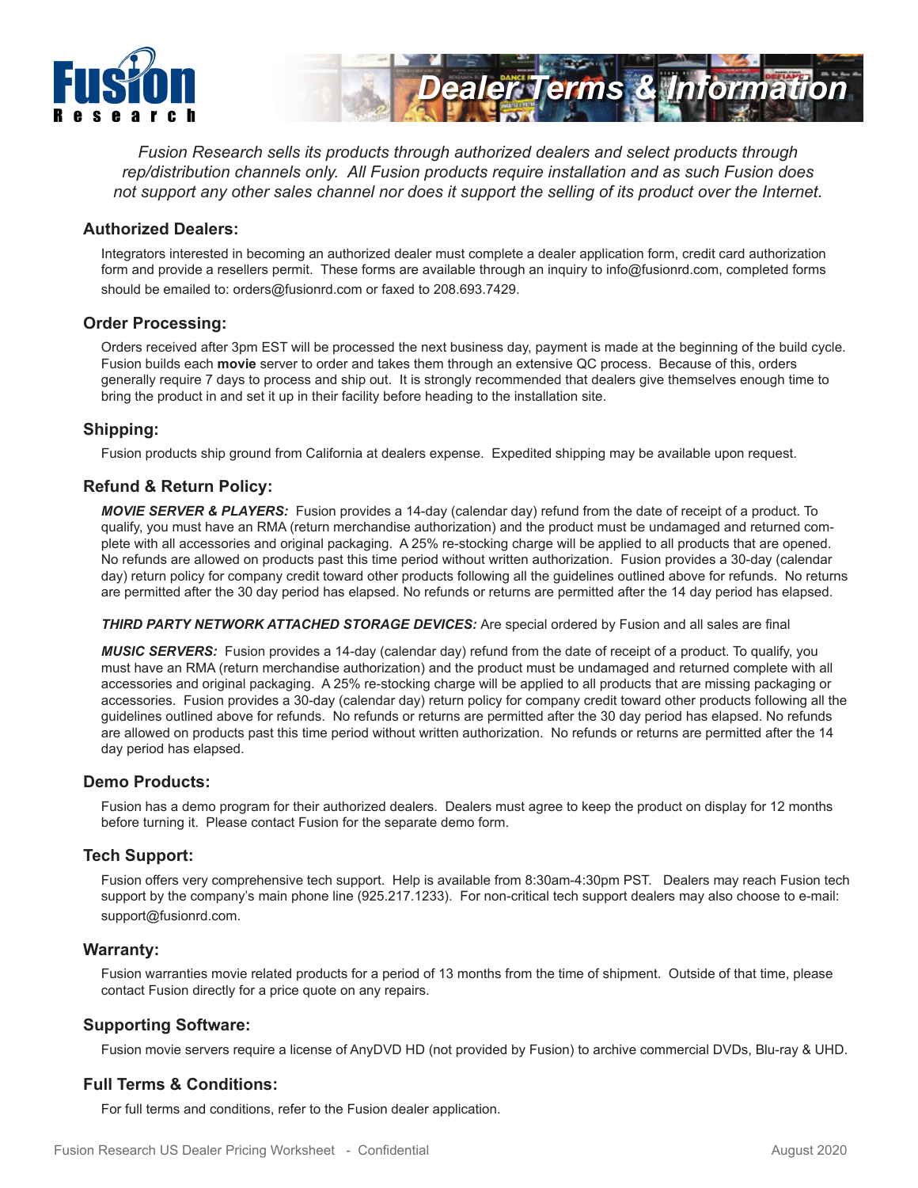# Dealer Terms & Information

*Fusion Research sells its products through authorized dealers and select products through rep/distribution channels only. All Fusion products require installation and as such Fusion does not support any other sales channel nor does it support the selling of its product over the Internet.*

## Authorized Dealers:

Integrators interested in becoming an authorized dealer must complete a dealer application form, credit card authorization form and provide a resellers permit. These forms are available through an inquiry to info@fusionrd.com, completed forms should be emailed to: orders@fusionrd.com or faxed to 208.693.7429.

## Order Processing:

Orders received after 3pm EST will be processed the next business day, payment is made at the beginning of the build cycle. Fusion builds each **movie** server to order and takes them through an extensive QC process. Because of this, orders generally require 7 days to process and ship out. It is strongly recommended that dealers give themselves enough time to bring the product in and set it up in their facility before heading to the installation site.

## Shipping:

Fusion products ship ground from California at dealers expense. Expedited shipping may be available upon request.

## Refund & Return Policy:

***MOVIE SERVER & PLAYERS:*** Fusion provides a 14-day (calendar day) refund from the date of receipt of a product. To qualify, you must have an RMA (return merchandise authorization) and the product must be undamaged and returned complete with all accessories and original packaging. A 25% re-stocking charge will be applied to all products that are opened. No refunds are allowed on products past this time period without written authorization. Fusion provides a 30-day (calendar day) return policy for company credit toward other products following all the guidelines outlined above for refunds. No returns are permitted after the 30 day period has elapsed. No refunds or returns are permitted after the 14 day period has elapsed.

***THIRD PARTY NETWORK ATTACHED STORAGE DEVICES:*** Are special ordered by Fusion and all sales are final

***MUSIC SERVERS:*** Fusion provides a 14-day (calendar day) refund from the date of receipt of a product. To qualify, you must have an RMA (return merchandise authorization) and the product must be undamaged and returned complete with all accessories and original packaging. A 25% re-stocking charge will be applied to all products that are missing packaging or accessories. Fusion provides a 30-day (calendar day) return policy for company credit toward other products following all the guidelines outlined above for refunds. No refunds or returns are permitted after the 30 day period has elapsed. No refunds are allowed on products past this time period without written authorization. No refunds or returns are permitted after the 14 day period has elapsed.

## Demo Products:

Fusion has a demo program for their authorized dealers. Dealers must agree to keep the product on display for 12 months before turning it. Please contact Fusion for the separate demo form.

## Tech Support:

Fusion offers very comprehensive tech support. Help is available from 8:30am-4:30pm PST. Dealers may reach Fusion tech support by the company's main phone line (925.217.1233). For non-critical tech support dealers may also choose to e-mail: support@fusionrd.com.

## Warranty:

Fusion warranties movie related products for a period of 13 months from the time of shipment. Outside of that time, please contact Fusion directly for a price quote on any repairs.

## Supporting Software:

Fusion movie servers require a license of AnyDVD HD (not provided by Fusion) to archive commercial DVDs, Blu-ray & UHD.

## Full Terms & Conditions:

For full terms and conditions, refer to the Fusion dealer application.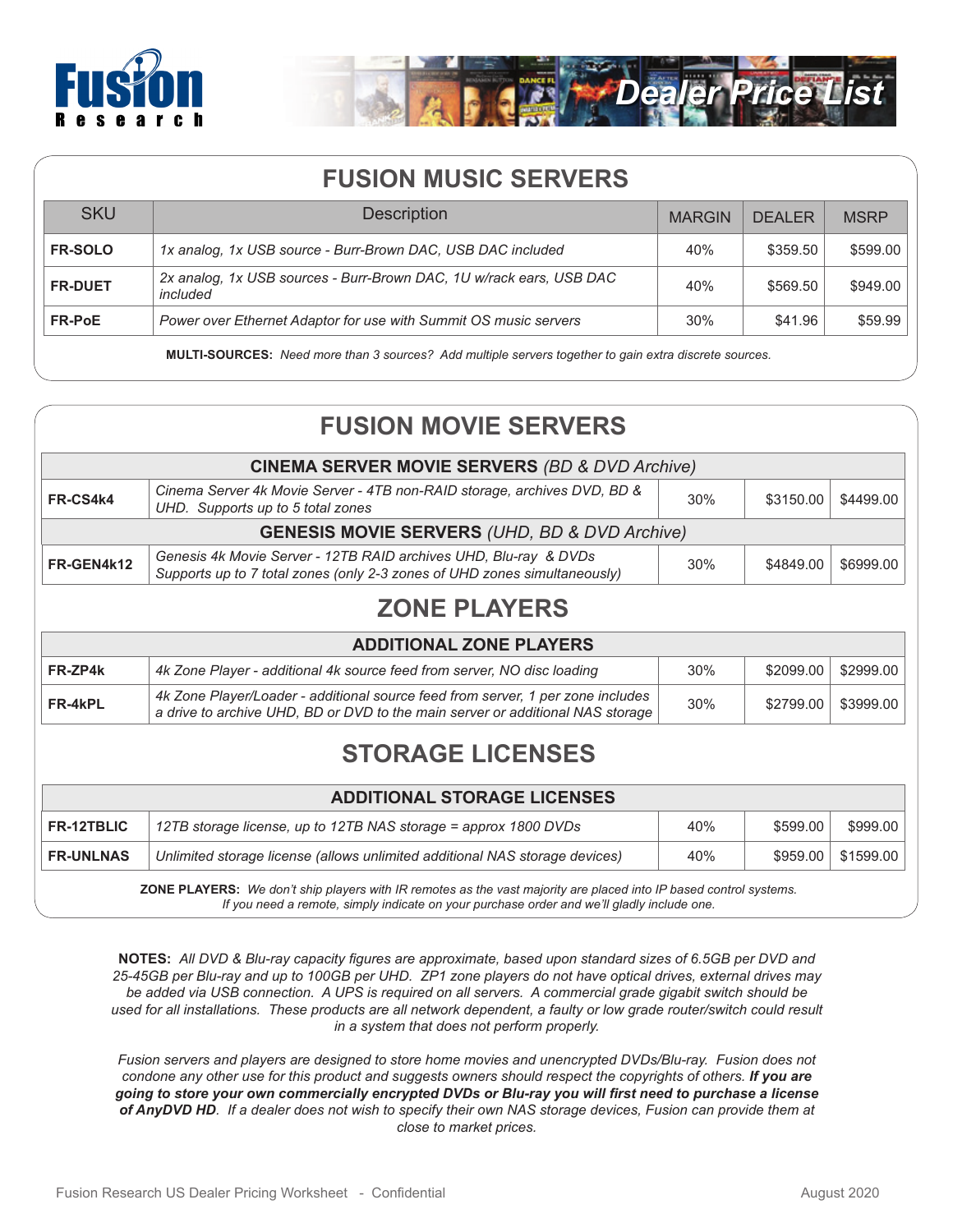# Fusion Research — Dealer Price List

## FUSION MUSIC SERVERS

| SKU | Description | MARGIN | DEALER | MSRP |
|---|---|---|---|---|
| **FR-SOLO** | *1x analog, 1x USB source - Burr-Brown DAC, USB DAC included* | 40% | $359.50 | $599.00 |
| **FR-DUET** | *2x analog, 1x USB sources - Burr-Brown DAC, 1U w/rack ears, USB DAC included* | 40% | $569.50 | $949.00 |
| **FR-PoE** | *Power over Ethernet Adaptor for use with Summit OS music servers* | 30% | $41.96 | $59.99 |

**MULTI-SOURCES:** *Need more than 3 sources? Add multiple servers together to gain extra discrete sources.*

## FUSION MOVIE SERVERS

| | | | | |
|---|---|---|---|---|
| **CINEMA SERVER MOVIE SERVERS** *(BD & DVD Archive)* | | | | |
| **FR-CS4k4** | *Cinema Server 4k Movie Server - 4TB non-RAID storage, archives DVD, BD & UHD. Supports up to 5 total zones* | 30% | $3150.00 | $4499.00 |
| **GENESIS MOVIE SERVERS** *(UHD, BD & DVD Archive)* | | | | |
| **FR-GEN4k12** | *Genesis 4k Movie Server - 12TB RAID archives UHD, Blu-ray & DVDs Supports up to 7 total zones (only 2-3 zones of UHD zones simultaneously)* | 30% | $4849.00 | $6999.00 |

## ZONE PLAYERS

| | | | | |
|---|---|---|---|---|
| **ADDITIONAL ZONE PLAYERS** | | | | |
| **FR-ZP4k** | *4k Zone Player - additional 4k source feed from server, NO disc loading* | 30% | $2099.00 | $2999.00 |
| **FR-4kPL** | *4k Zone Player/Loader - additional source feed from server, 1 per zone includes a drive to archive UHD, BD or DVD to the main server or additional NAS storage* | 30% | $2799.00 | $3999.00 |

## STORAGE LICENSES

| | | | | |
|---|---|---|---|---|
| **ADDITIONAL STORAGE LICENSES** | | | | |
| **FR-12TBLIC** | *12TB storage license, up to 12TB NAS storage = approx 1800 DVDs* | 40% | $599.00 | $999.00 |
| **FR-UNLNAS** | *Unlimited storage license (allows unlimited additional NAS storage devices)* | 40% | $959.00 | $1599.00 |

**ZONE PLAYERS:** *We don't ship players with IR remotes as the vast majority are placed into IP based control systems. If you need a remote, simply indicate on your purchase order and we'll gladly include one.*

**NOTES:** *All DVD & Blu-ray capacity figures are approximate, based upon standard sizes of 6.5GB per DVD and 25-45GB per Blu-ray and up to 100GB per UHD. ZP1 zone players do not have optical drives, external drives may be added via USB connection. A UPS is required on all servers. A commercial grade gigabit switch should be used for all installations. These products are all network dependent, a faulty or low grade router/switch could result in a system that does not perform properly.*

*Fusion servers and players are designed to store home movies and unencrypted DVDs/Blu-ray. Fusion does not condone any other use for this product and suggests owners should respect the copyrights of others.* ***If you are going to store your own commercially encrypted DVDs or Blu-ray you will first need to purchase a license of AnyDVD HD****. If a dealer does not wish to specify their own NAS storage devices, Fusion can provide them at close to market prices.*

Fusion Research US Dealer Pricing Worksheet - Confidential — August 2020